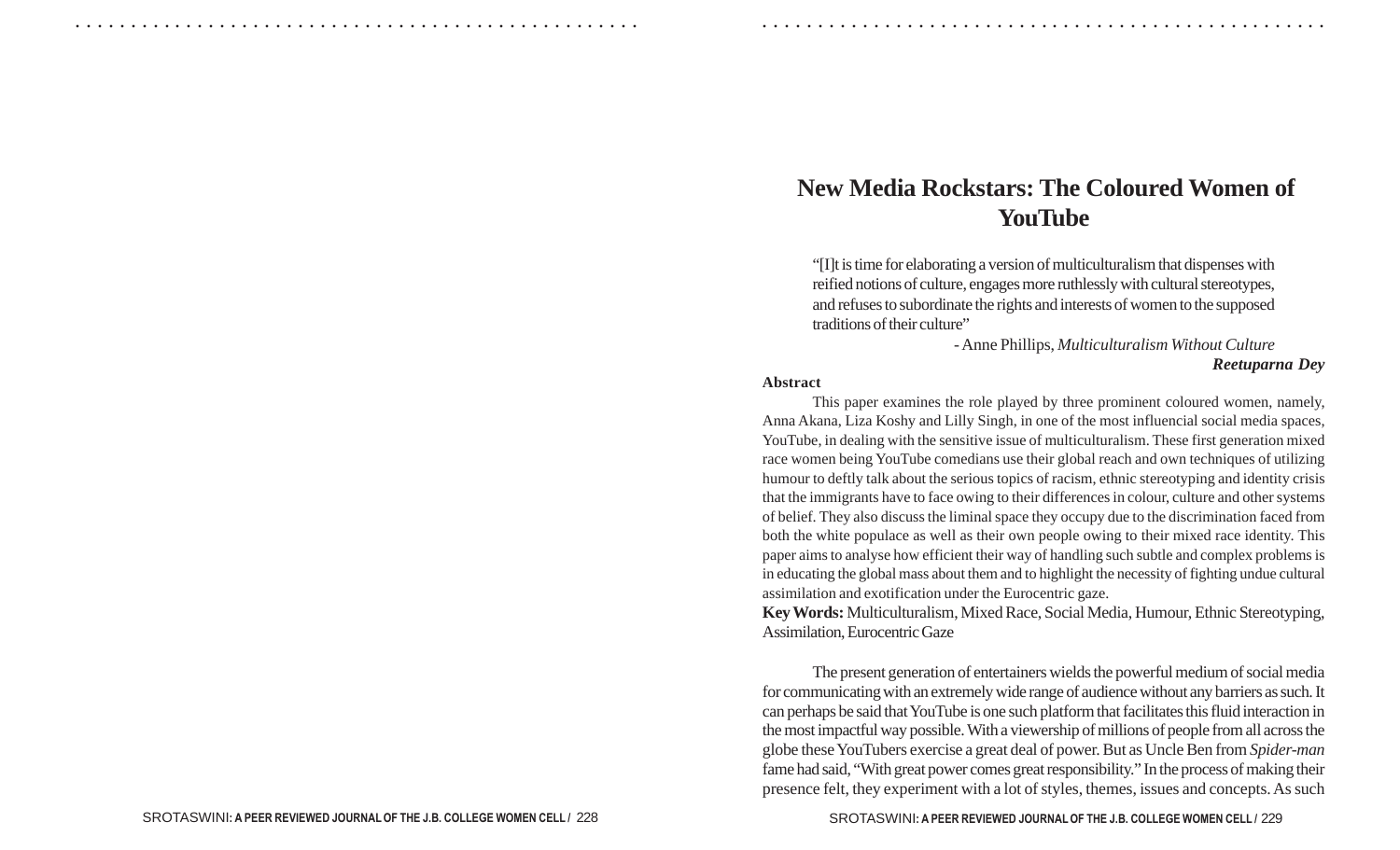# New Media Rockstars: The Coloured Women of YouTube

> "[I]t is time for elaborating a version of multiculturalism that dispenses with reified notions of culture, engages more ruthlessly with cultural stereotypes, and refuses to subordinate the rights and interests of women to the supposed traditions of their culture"
>
> - Anne Phillips, *Multiculturalism Without Culture*

***Reetuparna Dey***

**Abstract**

This paper examines the role played by three prominent coloured women, namely, Anna Akana, Liza Koshy and Lilly Singh, in one of the most influencial social media spaces, YouTube, in dealing with the sensitive issue of multiculturalism. These first generation mixed race women being YouTube comedians use their global reach and own techniques of utilizing humour to deftly talk about the serious topics of racism, ethnic stereotyping and identity crisis that the immigrants have to face owing to their differences in colour, culture and other systems of belief. They also discuss the liminal space they occupy due to the discrimination faced from both the white populace as well as their own people owing to their mixed race identity. This paper aims to analyse how efficient their way of handling such subtle and complex problems is in educating the global mass about them and to highlight the necessity of fighting undue cultural assimilation and exotification under the Eurocentric gaze.

**Key Words:** Multiculturalism, Mixed Race, Social Media, Humour, Ethnic Stereotyping, Assimilation, Eurocentric Gaze

The present generation of entertainers wields the powerful medium of social media for communicating with an extremely wide range of audience without any barriers as such. It can perhaps be said that YouTube is one such platform that facilitates this fluid interaction in the most impactful way possible. With a viewership of millions of people from all across the globe these YouTubers exercise a great deal of power. But as Uncle Ben from *Spider-man* fame had said, "With great power comes great responsibility." In the process of making their presence felt, they experiment with a lot of styles, themes, issues and concepts. As such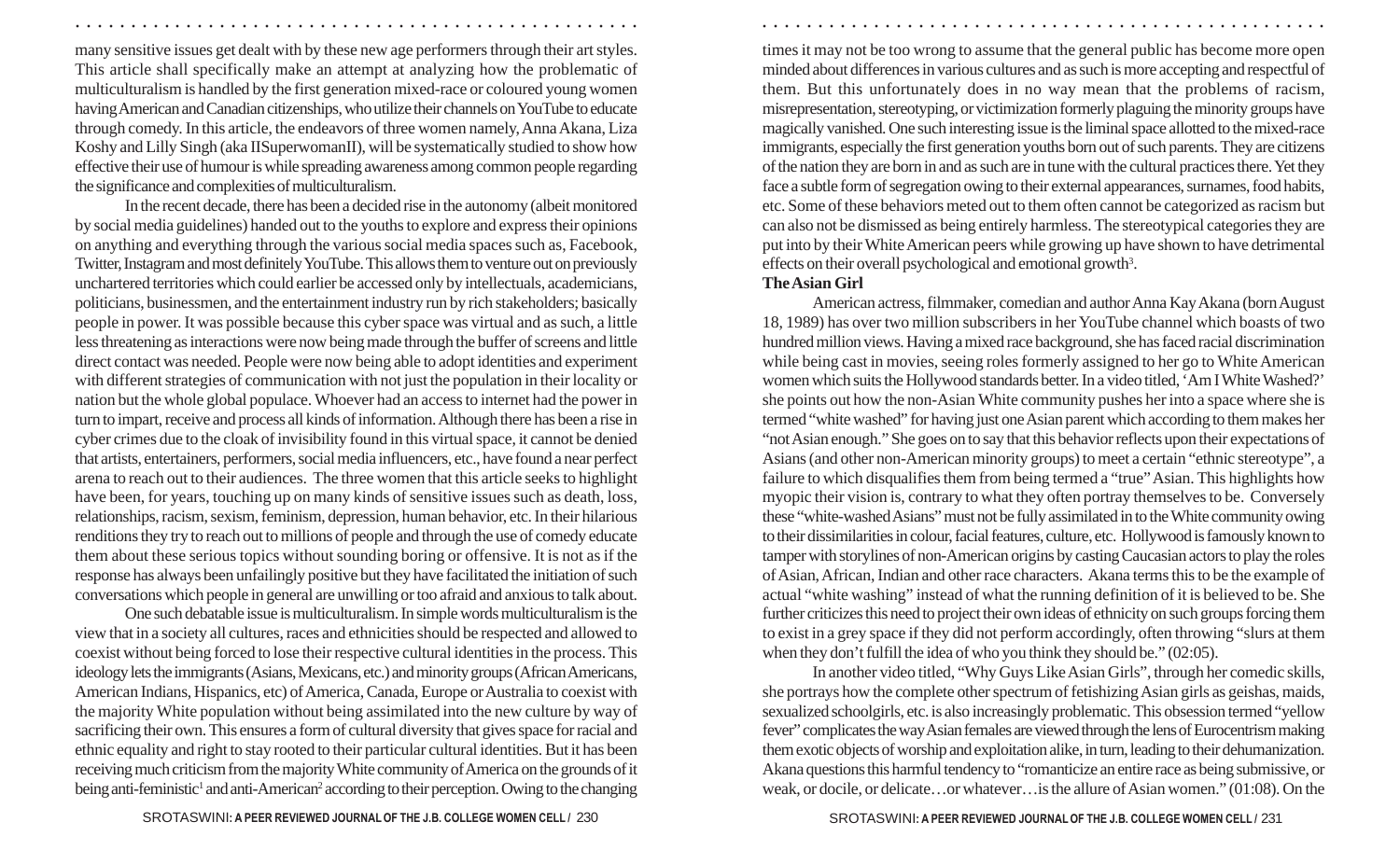many sensitive issues get dealt with by these new age performers through their art styles. This article shall specifically make an attempt at analyzing how the problematic of multiculturalism is handled by the first generation mixed-race or coloured young women having American and Canadian citizenships, who utilize their channels on YouTube to educate through comedy. In this article, the endeavors of three women namely, Anna Akana, Liza Koshy and Lilly Singh (aka IISuperwomanII), will be systematically studied to show how effective their use of humour is while spreading awareness among common people regarding the significance and complexities of multiculturalism.

In the recent decade, there has been a decided rise in the autonomy (albeit monitored by social media guidelines) handed out to the youths to explore and express their opinions on anything and everything through the various social media spaces such as, Facebook, Twitter, Instagram and most definitely YouTube. This allows them to venture out on previously unchartered territories which could earlier be accessed only by intellectuals, academicians, politicians, businessmen, and the entertainment industry run by rich stakeholders; basically people in power. It was possible because this cyber space was virtual and as such, a little less threatening as interactions were now being made through the buffer of screens and little direct contact was needed. People were now being able to adopt identities and experiment with different strategies of communication with not just the population in their locality or nation but the whole global populace. Whoever had an access to internet had the power in turn to impart, receive and process all kinds of information. Although there has been a rise in cyber crimes due to the cloak of invisibility found in this virtual space, it cannot be denied that artists, entertainers, performers, social media influencers, etc., have found a near perfect arena to reach out to their audiences. The three women that this article seeks to highlight have been, for years, touching up on many kinds of sensitive issues such as death, loss, relationships, racism, sexism, feminism, depression, human behavior, etc. In their hilarious renditions they try to reach out to millions of people and through the use of comedy educate them about these serious topics without sounding boring or offensive. It is not as if the response has always been unfailingly positive but they have facilitated the initiation of such conversations which people in general are unwilling or too afraid and anxious to talk about.

One such debatable issue is multiculturalism. In simple words multiculturalism is the view that in a society all cultures, races and ethnicities should be respected and allowed to coexist without being forced to lose their respective cultural identities in the process. This ideology lets the immigrants (Asians, Mexicans, etc.) and minority groups (African Americans, American Indians, Hispanics, etc) of America, Canada, Europe or Australia to coexist with the majority White population without being assimilated into the new culture by way of sacrificing their own. This ensures a form of cultural diversity that gives space for racial and ethnic equality and right to stay rooted to their particular cultural identities. But it has been receiving much criticism from the majority White community of America on the grounds of it being anti-feministic[1] and anti-American[2] according to their perception. Owing to the changing times it may not be too wrong to assume that the general public has become more open minded about differences in various cultures and as such is more accepting and respectful of them. But this unfortunately does in no way mean that the problems of racism, misrepresentation, stereotyping, or victimization formerly plaguing the minority groups have magically vanished. One such interesting issue is the liminal space allotted to the mixed-race immigrants, especially the first generation youths born out of such parents. They are citizens of the nation they are born in and as such are in tune with the cultural practices there. Yet they face a subtle form of segregation owing to their external appearances, surnames, food habits, etc. Some of these behaviors meted out to them often cannot be categorized as racism but can also not be dismissed as being entirely harmless. The stereotypical categories they are put into by their White American peers while growing up have shown to have detrimental effects on their overall psychological and emotional growth[3].

**The Asian Girl**

American actress, filmmaker, comedian and author Anna Kay Akana (born August 18, 1989) has over two million subscribers in her YouTube channel which boasts of two hundred million views. Having a mixed race background, she has faced racial discrimination while being cast in movies, seeing roles formerly assigned to her go to White American women which suits the Hollywood standards better. In a video titled, 'Am I White Washed?' she points out how the non-Asian White community pushes her into a space where she is termed "white washed" for having just one Asian parent which according to them makes her "not Asian enough." She goes on to say that this behavior reflects upon their expectations of Asians (and other non-American minority groups) to meet a certain "ethnic stereotype", a failure to which disqualifies them from being termed a "true" Asian. This highlights how myopic their vision is, contrary to what they often portray themselves to be. Conversely these "white-washed Asians" must not be fully assimilated in to the White community owing to their dissimilarities in colour, facial features, culture, etc. Hollywood is famously known to tamper with storylines of non-American origins by casting Caucasian actors to play the roles of Asian, African, Indian and other race characters. Akana terms this to be the example of actual "white washing" instead of what the running definition of it is believed to be. She further criticizes this need to project their own ideas of ethnicity on such groups forcing them to exist in a grey space if they did not perform accordingly, often throwing "slurs at them when they don't fulfill the idea of who you think they should be." (02:05).

In another video titled, "Why Guys Like Asian Girls", through her comedic skills, she portrays how the complete other spectrum of fetishizing Asian girls as geishas, maids, sexualized schoolgirls, etc. is also increasingly problematic. This obsession termed "yellow fever" complicates the way Asian females are viewed through the lens of Eurocentrism making them exotic objects of worship and exploitation alike, in turn, leading to their dehumanization. Akana questions this harmful tendency to "romanticize an entire race as being submissive, or weak, or docile, or delicate…or whatever…is the allure of Asian women." (01:08). On the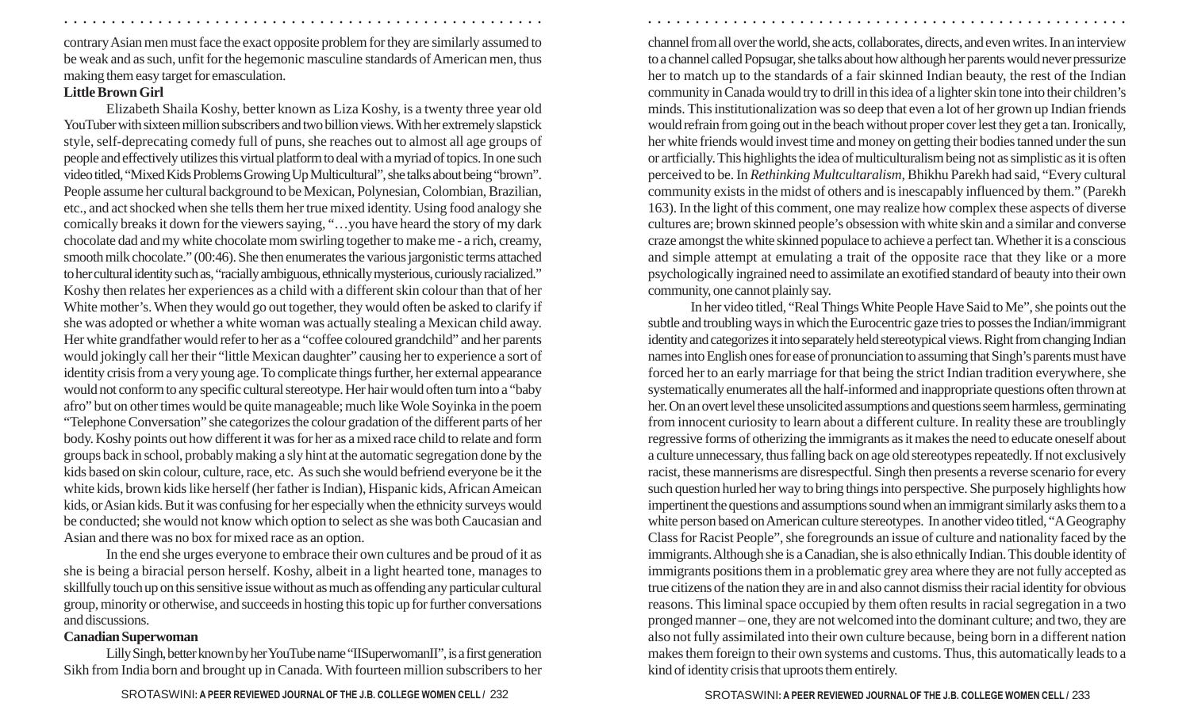contrary Asian men must face the exact opposite problem for they are similarly assumed to be weak and as such, unfit for the hegemonic masculine standards of American men, thus making them easy target for emasculation.

**Little Brown Girl**

Elizabeth Shaila Koshy, better known as Liza Koshy, is a twenty three year old YouTuber with sixteen million subscribers and two billion views. With her extremely slapstick style, self-deprecating comedy full of puns, she reaches out to almost all age groups of people and effectively utilizes this virtual platform to deal with a myriad of topics. In one such video titled, "Mixed Kids Problems Growing Up Multicultural", she talks about being "brown". People assume her cultural background to be Mexican, Polynesian, Colombian, Brazilian, etc., and act shocked when she tells them her true mixed identity. Using food analogy she comically breaks it down for the viewers saying, "…you have heard the story of my dark chocolate dad and my white chocolate mom swirling together to make me - a rich, creamy, smooth milk chocolate." (00:46). She then enumerates the various jargonistic terms attached to her cultural identity such as, "racially ambiguous, ethnically mysterious, curiously racialized." Koshy then relates her experiences as a child with a different skin colour than that of her White mother's. When they would go out together, they would often be asked to clarify if she was adopted or whether a white woman was actually stealing a Mexican child away. Her white grandfather would refer to her as a "coffee coloured grandchild" and her parents would jokingly call her their "little Mexican daughter" causing her to experience a sort of identity crisis from a very young age. To complicate things further, her external appearance would not conform to any specific cultural stereotype. Her hair would often turn into a "baby afro" but on other times would be quite manageable; much like Wole Soyinka in the poem "Telephone Conversation" she categorizes the colour gradation of the different parts of her body. Koshy points out how different it was for her as a mixed race child to relate and form groups back in school, probably making a sly hint at the automatic segregation done by the kids based on skin colour, culture, race, etc. As such she would befriend everyone be it the white kids, brown kids like herself (her father is Indian), Hispanic kids, African Ameican kids, or Asian kids. But it was confusing for her especially when the ethnicity surveys would be conducted; she would not know which option to select as she was both Caucasian and Asian and there was no box for mixed race as an option.

In the end she urges everyone to embrace their own cultures and be proud of it as she is being a biracial person herself. Koshy, albeit in a light hearted tone, manages to skillfully touch up on this sensitive issue without as much as offending any particular cultural group, minority or otherwise, and succeeds in hosting this topic up for further conversations and discussions.

**Canadian Superwoman**

Lilly Singh, better known by her YouTube name "IISuperwomanII", is a first generation Sikh from India born and brought up in Canada. With fourteen million subscribers to her channel from all over the world, she acts, collaborates, directs, and even writes. In an interview to a channel called Popsugar, she talks about how although her parents would never pressurize her to match up to the standards of a fair skinned Indian beauty, the rest of the Indian community in Canada would try to drill in this idea of a lighter skin tone into their children's minds. This institutionalization was so deep that even a lot of her grown up Indian friends would refrain from going out in the beach without proper cover lest they get a tan. Ironically, her white friends would invest time and money on getting their bodies tanned under the sun or artficially. This highlights the idea of multiculturalism being not as simplistic as it is often perceived to be. In *Rethinking Multcultaralism*, Bhikhu Parekh had said, "Every cultural community exists in the midst of others and is inescapably influenced by them." (Parekh 163). In the light of this comment, one may realize how complex these aspects of diverse cultures are; brown skinned people's obsession with white skin and a similar and converse craze amongst the white skinned populace to achieve a perfect tan. Whether it is a conscious and simple attempt at emulating a trait of the opposite race that they like or a more psychologically ingrained need to assimilate an exotified standard of beauty into their own community, one cannot plainly say.

In her video titled, "Real Things White People Have Said to Me", she points out the subtle and troubling ways in which the Eurocentric gaze tries to posses the Indian/immigrant identity and categorizes it into separately held stereotypical views. Right from changing Indian names into English ones for ease of pronunciation to assuming that Singh's parents must have forced her to an early marriage for that being the strict Indian tradition everywhere, she systematically enumerates all the half-informed and inappropriate questions often thrown at her. On an overt level these unsolicited assumptions and questions seem harmless, germinating from innocent curiosity to learn about a different culture. In reality these are troublingly regressive forms of otherizing the immigrants as it makes the need to educate oneself about a culture unnecessary, thus falling back on age old stereotypes repeatedly. If not exclusively racist, these mannerisms are disrespectful. Singh then presents a reverse scenario for every such question hurled her way to bring things into perspective. She purposely highlights how impertinent the questions and assumptions sound when an immigrant similarly asks them to a white person based on American culture stereotypes. In another video titled, "A Geography Class for Racist People", she foregrounds an issue of culture and nationality faced by the immigrants. Although she is a Canadian, she is also ethnically Indian. This double identity of immigrants positions them in a problematic grey area where they are not fully accepted as true citizens of the nation they are in and also cannot dismiss their racial identity for obvious reasons. This liminal space occupied by them often results in racial segregation in a two pronged manner – one, they are not welcomed into the dominant culture; and two, they are also not fully assimilated into their own culture because, being born in a different nation makes them foreign to their own systems and customs. Thus, this automatically leads to a kind of identity crisis that uproots them entirely.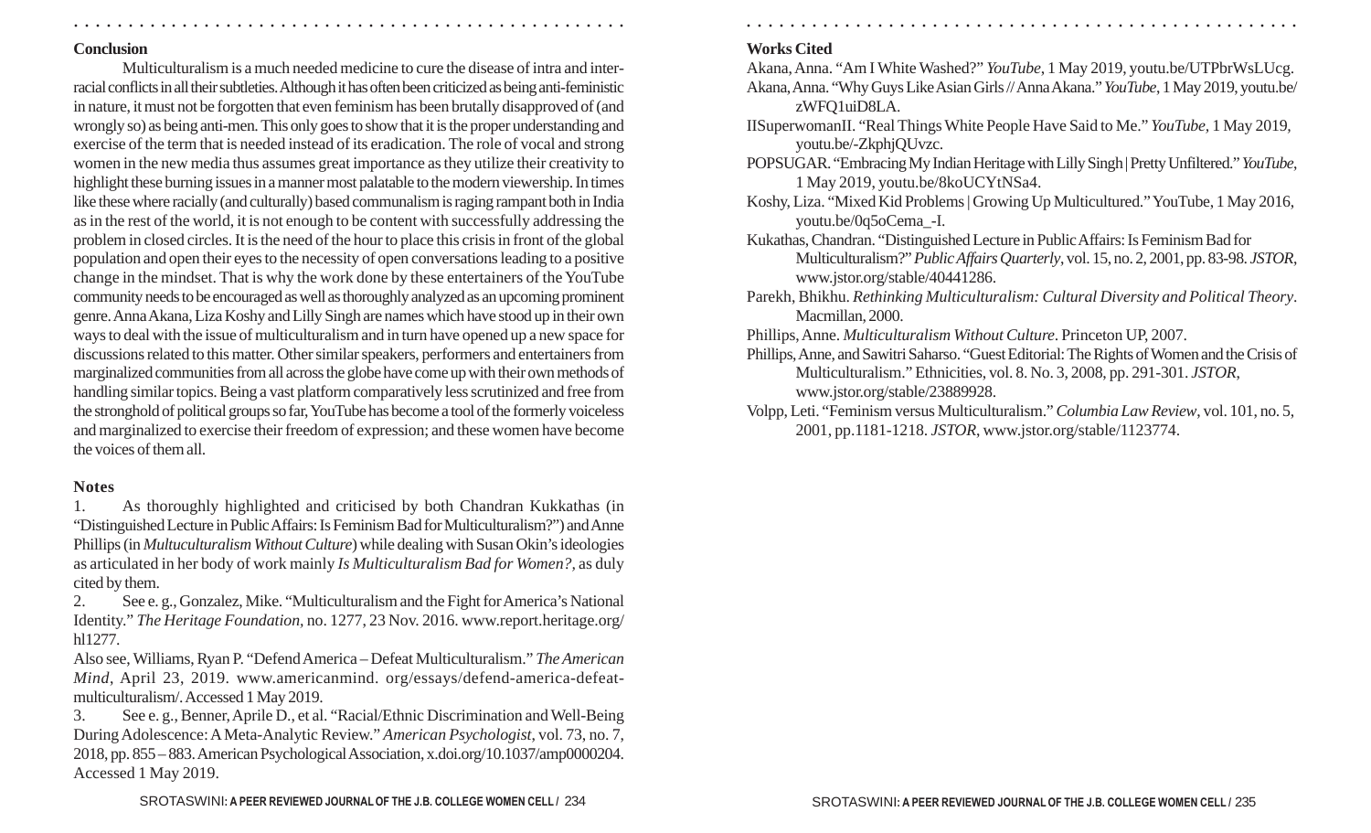### Conclusion

Multiculturalism is a much needed medicine to cure the disease of intra and inter-racial conflicts in all their subtleties. Although it has often been criticized as being anti-feministic in nature, it must not be forgotten that even feminism has been brutally disapproved of (and wrongly so) as being anti-men. This only goes to show that it is the proper understanding and exercise of the term that is needed instead of its eradication. The role of vocal and strong women in the new media thus assumes great importance as they utilize their creativity to highlight these burning issues in a manner most palatable to the modern viewership. In times like these where racially (and culturally) based communalism is raging rampant both in India as in the rest of the world, it is not enough to be content with successfully addressing the problem in closed circles. It is the need of the hour to place this crisis in front of the global population and open their eyes to the necessity of open conversations leading to a positive change in the mindset. That is why the work done by these entertainers of the YouTube community needs to be encouraged as well as thoroughly analyzed as an upcoming prominent genre. Anna Akana, Liza Koshy and Lilly Singh are names which have stood up in their own ways to deal with the issue of multiculturalism and in turn have opened up a new space for discussions related to this matter. Other similar speakers, performers and entertainers from marginalized communities from all across the globe have come up with their own methods of handling similar topics. Being a vast platform comparatively less scrutinized and free from the stronghold of political groups so far, YouTube has become a tool of the formerly voiceless and marginalized to exercise their freedom of expression; and these women have become the voices of them all.

### Notes

1. As thoroughly highlighted and criticised by both Chandran Kukkathas (in "Distinguished Lecture in Public Affairs: Is Feminism Bad for Multiculturalism?") and Anne Phillips (in *Multuculturalism Without Culture*) while dealing with Susan Okin's ideologies as articulated in her body of work mainly *Is Multiculturalism Bad for Women?*, as duly cited by them.

2. See e. g., Gonzalez, Mike. "Multiculturalism and the Fight for America's National Identity." *The Heritage Foundation*, no. 1277, 23 Nov. 2016. www.report.heritage.org/hl1277.

   Also see, Williams, Ryan P. "Defend America – Defeat Multiculturalism." *The American Mind*, April 23, 2019. www.americanmind. org/essays/defend-america-defeat-multiculturalism/. Accessed 1 May 2019.

3. See e. g., Benner, Aprile D., et al. "Racial/Ethnic Discrimination and Well-Being During Adolescence: A Meta-Analytic Review." *American Psychologist*, vol. 73, no. 7, 2018, pp. 855 – 883. American Psychological Association, x.doi.org/10.1037/amp0000204. Accessed 1 May 2019.

### Works Cited

Akana, Anna. "Am I White Washed?" *YouTube*, 1 May 2019, youtu.be/UTPbrWsLUcg.

Akana, Anna. "Why Guys Like Asian Girls // Anna Akana." *YouTube*, 1 May 2019, youtu.be/zWFQ1uiD8LA.

IISuperwomanII. "Real Things White People Have Said to Me." *YouTube*, 1 May 2019, youtu.be/-ZkphjQUvzc.

POPSUGAR. "Embracing My Indian Heritage with Lilly Singh | Pretty Unfiltered." *YouTube*, 1 May 2019, youtu.be/8koUCYtNSa4.

Koshy, Liza. "Mixed Kid Problems | Growing Up Multicultured." YouTube, 1 May 2016, youtu.be/0q5oCema_-I.

Kukathas, Chandran. "Distinguished Lecture in Public Affairs: Is Feminism Bad for Multiculturalism?" *Public Affairs Quarterly*, vol. 15, no. 2, 2001, pp. 83-98. *JSTOR*, www.jstor.org/stable/40441286.

Parekh, Bhikhu. *Rethinking Multiculturalism: Cultural Diversity and Political Theory*. Macmillan, 2000.

Phillips, Anne. *Multiculturalism Without Culture*. Princeton UP, 2007.

Phillips, Anne, and Sawitri Saharso. "Guest Editorial: The Rights of Women and the Crisis of Multiculturalism." Ethnicities, vol. 8. No. 3, 2008, pp. 291-301. *JSTOR*, www.jstor.org/stable/23889928.

Volpp, Leti. "Feminism versus Multiculturalism." *Columbia Law Review*, vol. 101, no. 5, 2001, pp.1181-1218. *JSTOR*, www.jstor.org/stable/1123774.